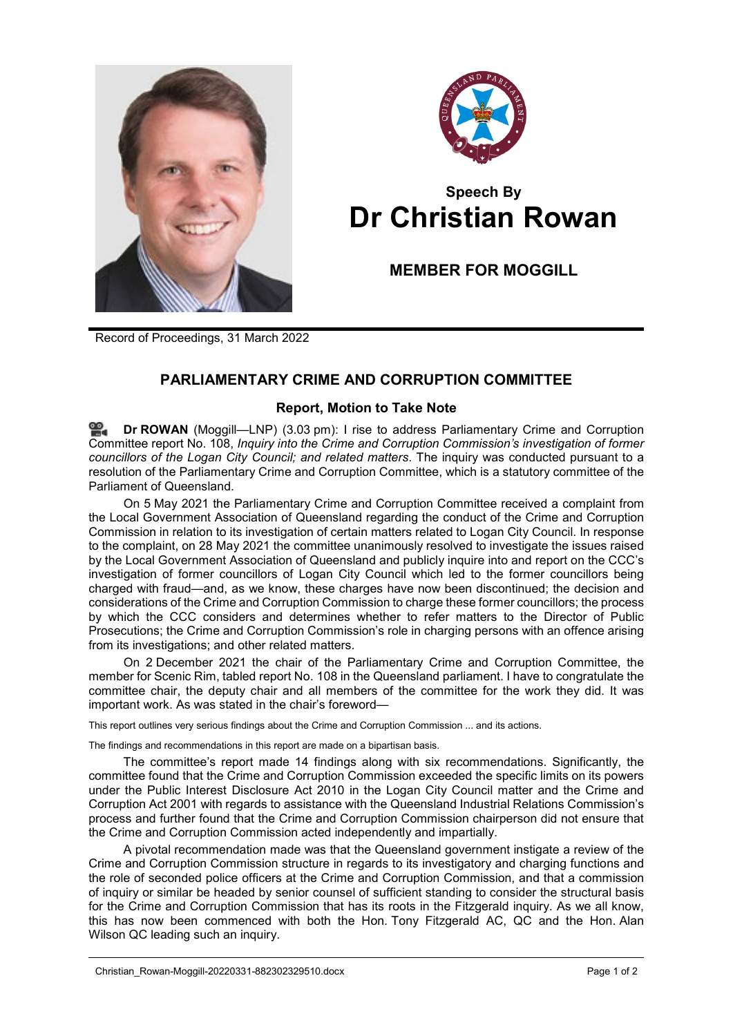## Speech By
# Dr Christian Rowan

### MEMBER FOR MOGGILL

Record of Proceedings, 31 March 2022

## PARLIAMENTARY CRIME AND CORRUPTION COMMITTEE

### Report, Motion to Take Note

**Dr ROWAN** (Moggill—LNP) (3.03 pm): I rise to address Parliamentary Crime and Corruption Committee report No. 108, *Inquiry into the Crime and Corruption Commission's investigation of former councillors of the Logan City Council; and related matters*. The inquiry was conducted pursuant to a resolution of the Parliamentary Crime and Corruption Committee, which is a statutory committee of the Parliament of Queensland.

On 5 May 2021 the Parliamentary Crime and Corruption Committee received a complaint from the Local Government Association of Queensland regarding the conduct of the Crime and Corruption Commission in relation to its investigation of certain matters related to Logan City Council. In response to the complaint, on 28 May 2021 the committee unanimously resolved to investigate the issues raised by the Local Government Association of Queensland and publicly inquire into and report on the CCC's investigation of former councillors of Logan City Council which led to the former councillors being charged with fraud—and, as we know, these charges have now been discontinued; the decision and considerations of the Crime and Corruption Commission to charge these former councillors; the process by which the CCC considers and determines whether to refer matters to the Director of Public Prosecutions; the Crime and Corruption Commission's role in charging persons with an offence arising from its investigations; and other related matters.

On 2 December 2021 the chair of the Parliamentary Crime and Corruption Committee, the member for Scenic Rim, tabled report No. 108 in the Queensland parliament. I have to congratulate the committee chair, the deputy chair and all members of the committee for the work they did. It was important work. As was stated in the chair's foreword—

This report outlines very serious findings about the Crime and Corruption Commission ... and its actions.

The findings and recommendations in this report are made on a bipartisan basis.

The committee's report made 14 findings along with six recommendations. Significantly, the committee found that the Crime and Corruption Commission exceeded the specific limits on its powers under the Public Interest Disclosure Act 2010 in the Logan City Council matter and the Crime and Corruption Act 2001 with regards to assistance with the Queensland Industrial Relations Commission's process and further found that the Crime and Corruption Commission chairperson did not ensure that the Crime and Corruption Commission acted independently and impartially.

A pivotal recommendation made was that the Queensland government instigate a review of the Crime and Corruption Commission structure in regards to its investigatory and charging functions and the role of seconded police officers at the Crime and Corruption Commission, and that a commission of inquiry or similar be headed by senior counsel of sufficient standing to consider the structural basis for the Crime and Corruption Commission that has its roots in the Fitzgerald inquiry. As we all know, this has now been commenced with both the Hon. Tony Fitzgerald AC, QC and the Hon. Alan Wilson QC leading such an inquiry.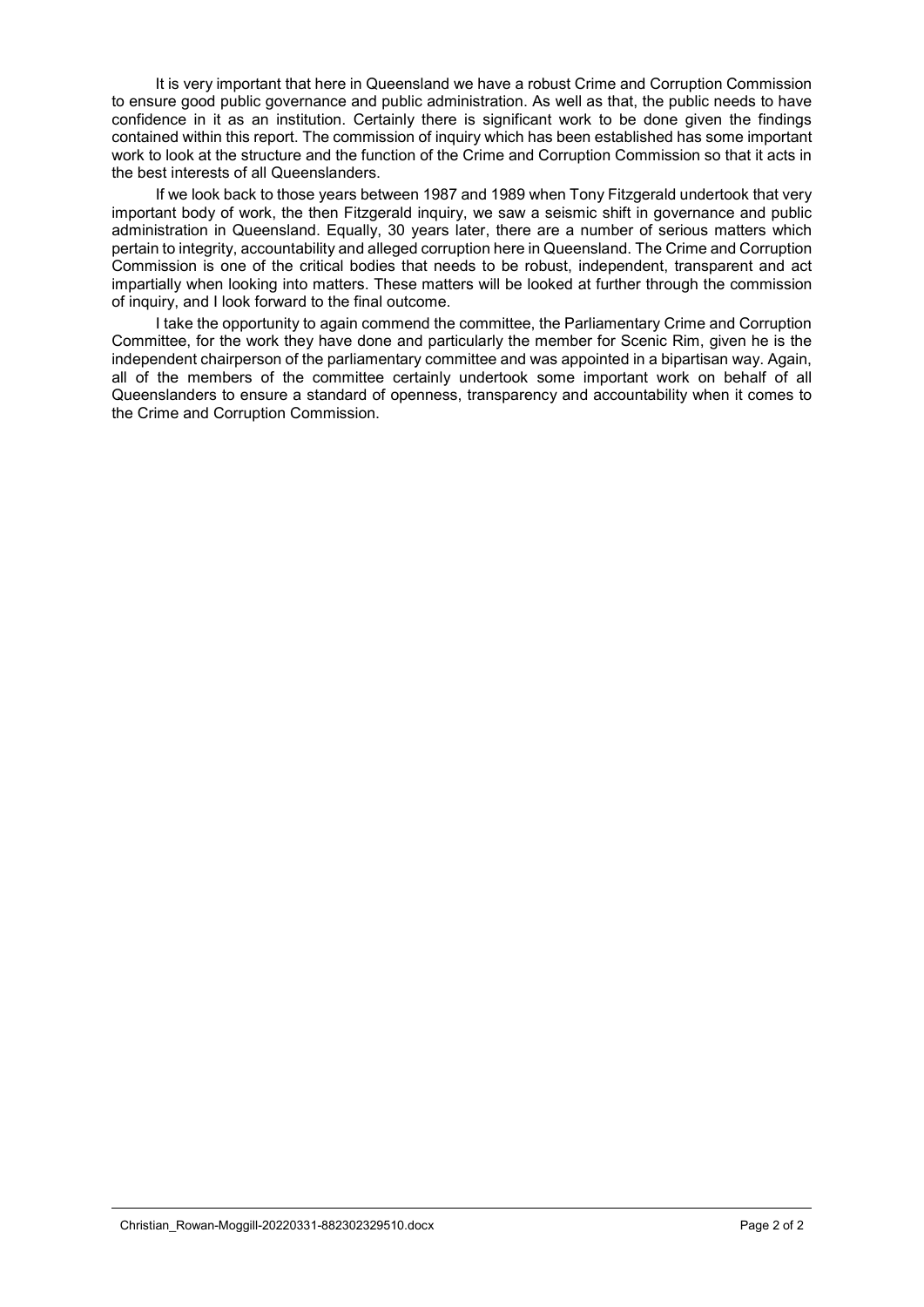It is very important that here in Queensland we have a robust Crime and Corruption Commission to ensure good public governance and public administration. As well as that, the public needs to have confidence in it as an institution. Certainly there is significant work to be done given the findings contained within this report. The commission of inquiry which has been established has some important work to look at the structure and the function of the Crime and Corruption Commission so that it acts in the best interests of all Queenslanders.

If we look back to those years between 1987 and 1989 when Tony Fitzgerald undertook that very important body of work, the then Fitzgerald inquiry, we saw a seismic shift in governance and public administration in Queensland. Equally, 30 years later, there are a number of serious matters which pertain to integrity, accountability and alleged corruption here in Queensland. The Crime and Corruption Commission is one of the critical bodies that needs to be robust, independent, transparent and act impartially when looking into matters. These matters will be looked at further through the commission of inquiry, and I look forward to the final outcome.

I take the opportunity to again commend the committee, the Parliamentary Crime and Corruption Committee, for the work they have done and particularly the member for Scenic Rim, given he is the independent chairperson of the parliamentary committee and was appointed in a bipartisan way. Again, all of the members of the committee certainly undertook some important work on behalf of all Queenslanders to ensure a standard of openness, transparency and accountability when it comes to the Crime and Corruption Commission.